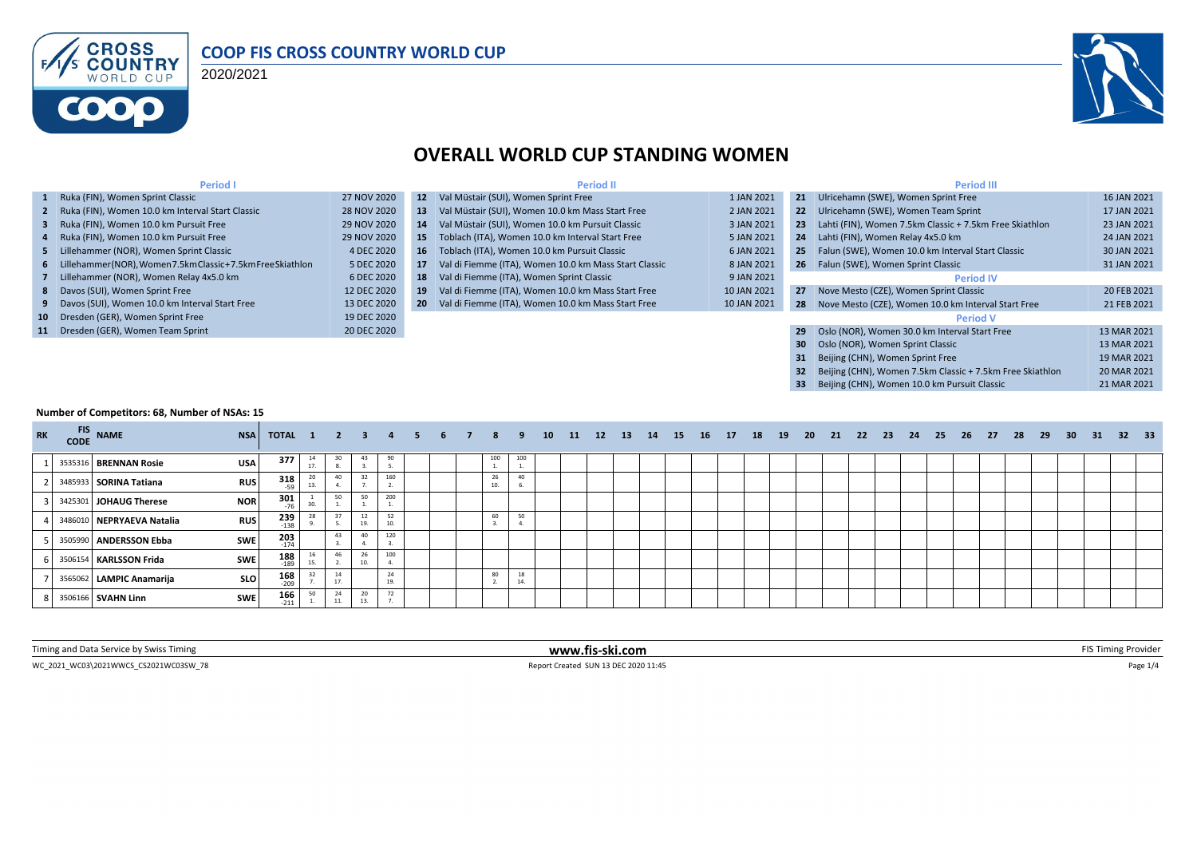# COOP FIS CROSS COUNTRY WORLD CUP

2020/2021

## OVERALL WORLD CUP STANDING WOMEN

### Period I

| # | Event | Date |
|---|---|---|
| 1 | Ruka (FIN), Women Sprint Classic | 27 NOV 2020 |
| 2 | Ruka (FIN), Women 10.0 km Interval Start Classic | 28 NOV 2020 |
| 3 | Ruka (FIN), Women 10.0 km Pursuit Free | 29 NOV 2020 |
| 4 | Ruka (FIN), Women 10.0 km Pursuit Free | 29 NOV 2020 |
| 5 | Lillehammer (NOR), Women Sprint Classic | 4 DEC 2020 |
| 6 | Lillehammer(NOR),Women7.5kmClassic+7.5kmFreeSkiathlon | 5 DEC 2020 |
| 7 | Lillehammer (NOR), Women Relay 4x5.0 km | 6 DEC 2020 |
| 8 | Davos (SUI), Women Sprint Free | 12 DEC 2020 |
| 9 | Davos (SUI), Women 10.0 km Interval Start Free | 13 DEC 2020 |
| 10 | Dresden (GER), Women Sprint Free | 19 DEC 2020 |
| 11 | Dresden (GER), Women Team Sprint | 20 DEC 2020 |

### Period II

| # | Event | Date |
|---|---|---|
| 12 | Val Müstair (SUI), Women Sprint Free | 1 JAN 2021 |
| 13 | Val Müstair (SUI), Women 10.0 km Mass Start Free | 2 JAN 2021 |
| 14 | Val Müstair (SUI), Women 10.0 km Pursuit Classic | 3 JAN 2021 |
| 15 | Toblach (ITA), Women 10.0 km Interval Start Free | 5 JAN 2021 |
| 16 | Toblach (ITA), Women 10.0 km Pursuit Classic | 6 JAN 2021 |
| 17 | Val di Fiemme (ITA), Women 10.0 km Mass Start Classic | 8 JAN 2021 |
| 18 | Val di Fiemme (ITA), Women Sprint Classic | 9 JAN 2021 |
| 19 | Val di Fiemme (ITA), Women 10.0 km Mass Start Free | 10 JAN 2021 |
| 20 | Val di Fiemme (ITA), Women 10.0 km Mass Start Free | 10 JAN 2021 |

### Period III

| # | Event | Date |
|---|---|---|
| 21 | Ulricehamn (SWE), Women Sprint Free | 16 JAN 2021 |
| 22 | Ulricehamn (SWE), Women Team Sprint | 17 JAN 2021 |
| 23 | Lahti (FIN), Women 7.5km Classic + 7.5km Free Skiathlon | 23 JAN 2021 |
| 24 | Lahti (FIN), Women Relay 4x5.0 km | 24 JAN 2021 |
| 25 | Falun (SWE), Women 10.0 km Interval Start Classic | 30 JAN 2021 |
| 26 | Falun (SWE), Women Sprint Classic | 31 JAN 2021 |

### Period IV

| # | Event | Date |
|---|---|---|
| 27 | Nove Mesto (CZE), Women Sprint Classic | 20 FEB 2021 |
| 28 | Nove Mesto (CZE), Women 10.0 km Interval Start Free | 21 FEB 2021 |

### Period V

| # | Event | Date |
|---|---|---|
| 29 | Oslo (NOR), Women 30.0 km Interval Start Free | 13 MAR 2021 |
| 30 | Oslo (NOR), Women Sprint Classic | 13 MAR 2021 |
| 31 | Beijing (CHN), Women Sprint Free | 19 MAR 2021 |
| 32 | Beijing (CHN), Women 7.5km Classic + 7.5km Free Skiathlon | 20 MAR 2021 |
| 33 | Beijing (CHN), Women 10.0 km Pursuit Classic | 21 MAR 2021 |

**Number of Competitors: 68, Number of NSAs: 15**

| RK | FIS CODE | NAME | NSA | TOTAL | 1 | 2 | 3 | 4 | 5 | 6 | 7 | 8 | 9 | 10 | 11 | 12 | 13 | 14 | 15 | 16 | 17 | 18 | 19 | 20 | 21 | 22 | 23 | 24 | 25 | 26 | 27 | 28 | 29 | 30 | 31 | 32 | 33 |
|---|---|---|---|---|---|---|---|---|---|---|---|---|---|---|---|---|---|---|---|---|---|---|---|---|---|---|---|---|---|---|---|---|---|---|---|---|---|
| 1 | 3535316 | **BRENNAN Rosie** | USA | 377 | 14 17. | 30 8. | 43 3. | 90 5. | | | | 100 1. | 100 1. | | | | | | | | | | | | | | | | | | | | | | | | |
| 2 | 3485933 | **SORINA Tatiana** | RUS | 318 -59 | 20 13. | 40 4. | 32 7. | 160 2. | | | | 26 10. | 40 6. | | | | | | | | | | | | | | | | | | | | | | | | |
| 3 | 3425301 | **JOHAUG Therese** | NOR | 301 -76 | 1 30. | 50 1. | 50 1. | 200 1. | | | | | | | | | | | | | | | | | | | | | | | | | | | | | |
| 4 | 3486010 | **NEPRYAEVA Natalia** | RUS | 239 -138 | 28 9. | 37 5. | 12 19. | 52 10. | | | | 60 3. | 50 4. | | | | | | | | | | | | | | | | | | | | | | | | |
| 5 | 3505990 | **ANDERSSON Ebba** | SWE | 203 -174 | | 43 3. | 40 4. | 120 3. | | | | | | | | | | | | | | | | | | | | | | | | | | | | | |
| 6 | 3506154 | **KARLSSON Frida** | SWE | 188 -189 | 16 15. | 46 2. | 26 10. | 100 4. | | | | | | | | | | | | | | | | | | | | | | | | | | | | | |
| 7 | 3565062 | **LAMPIC Anamarija** | SLO | 168 -209 | 32 7. | 14 17. | | 24 19. | | | | 80 2. | 18 14. | | | | | | | | | | | | | | | | | | | | | | | | |
| 8 | 3506166 | **SVAHN Linn** | SWE | 166 -211 | 50 1. | 24 11. | 20 13. | 72 7. | | | | | | | | | | | | | | | | | | | | | | | | | | | | | |

Timing and Data Service by Swiss Timing — www.fis-ski.com — FIS Timing Provider

WC_2021_WC03\2021WWCS_CS2021WC03SW_78 — Report Created SUN 13 DEC 2020 11:45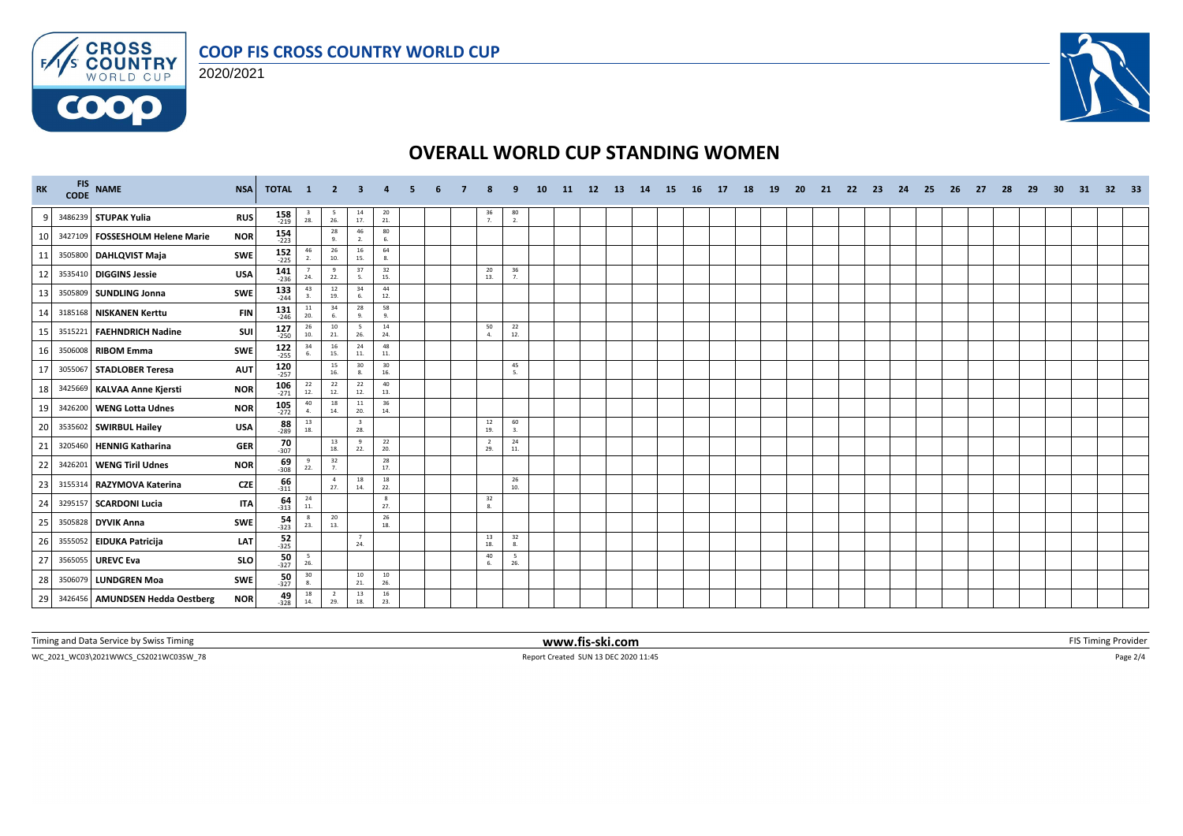# COOP FIS CROSS COUNTRY WORLD CUP

2020/2021

## OVERALL WORLD CUP STANDING WOMEN

| RK | FIS CODE | NAME | NSA | TOTAL | 1 | 2 | 3 | 4 | 5 | 6 | 7 | 8 | 9 | 10 | 11 | 12 | 13 | 14 | 15 | 16 | 17 | 18 | 19 | 20 | 21 | 22 | 23 | 24 | 25 | 26 | 27 | 28 | 29 | 30 | 31 | 32 | 33 |
|---|---|---|---|---|---|---|---|---|---|---|---|---|---|---|---|---|---|---|---|---|---|---|---|---|---|---|---|---|---|---|---|---|---|---|---|---|---|
| 9 | 3486239 | STUPAK Yulia | RUS | 158 -219 | 3 28. | 5 26. | 14 17. | 20 21. | | | | 36 7. | 80 2. | | | | | | | | | | | | | | | | | | | | | | | | |
| 10 | 3427109 | FOSSESHOLM Helene Marie | NOR | 154 -223 | | 28 9. | 46 2. | 80 6. | | | | | | | | | | | | | | | | | | | | | | | | | | | | | |
| 11 | 3505800 | DAHLQVIST Maja | SWE | 152 -225 | 46 2. | 26 10. | 16 15. | 64 8. | | | | | | | | | | | | | | | | | | | | | | | | | | | | | |
| 12 | 3535410 | DIGGINS Jessie | USA | 141 -236 | 7 24. | 9 22. | 37 5. | 32 15. | | | | 20 13. | 36 7. | | | | | | | | | | | | | | | | | | | | | | | | |
| 13 | 3505809 | SUNDLING Jonna | SWE | 133 -244 | 43 3. | 12 19. | 34 6. | 44 12. | | | | | | | | | | | | | | | | | | | | | | | | | | | | | |
| 14 | 3185168 | NISKANEN Kerttu | FIN | 131 -246 | 11 20. | 34 6. | 28 9. | 58 9. | | | | | | | | | | | | | | | | | | | | | | | | | | | | | |
| 15 | 3515221 | FAEHNDRICH Nadine | SUI | 127 -250 | 26 10. | 10 21. | 5 26. | 14 24. | | | | 50 4. | 22 12. | | | | | | | | | | | | | | | | | | | | | | | | |
| 16 | 3506008 | RIBOM Emma | SWE | 122 -255 | 34 6. | 16 15. | 24 11. | 48 11. | | | | | | | | | | | | | | | | | | | | | | | | | | | | | |
| 17 | 3055067 | STADLOBER Teresa | AUT | 120 -257 | | 15 16. | 30 8. | 30 16. | | | | | 45 5. | | | | | | | | | | | | | | | | | | | | | | | | |
| 18 | 3425669 | KALVAA Anne Kjersti | NOR | 106 -271 | 22 12. | 22 12. | 22 12. | 40 13. | | | | | | | | | | | | | | | | | | | | | | | | | | | | | |
| 19 | 3426200 | WENG Lotta Udnes | NOR | 105 -272 | 40 4. | 18 14. | 11 20. | 36 14. | | | | | | | | | | | | | | | | | | | | | | | | | | | | | |
| 20 | 3535602 | SWIRBUL Hailey | USA | 88 -289 | 13 18. | | 3 28. | | | | | 12 19. | 60 3. | | | | | | | | | | | | | | | | | | | | | | | | |
| 21 | 3205460 | HENNIG Katharina | GER | 70 -307 | | 13 18. | 9 22. | 22 20. | | | | 2 29. | 24 11. | | | | | | | | | | | | | | | | | | | | | | | | |
| 22 | 3426201 | WENG Tiril Udnes | NOR | 69 -308 | 9 22. | 32 7. | | 28 17. | | | | | | | | | | | | | | | | | | | | | | | | | | | | | |
| 23 | 3155314 | RAZYMOVA Katerina | CZE | 66 -311 | | 4 27. | 18 14. | 18 22. | | | | | 26 10. | | | | | | | | | | | | | | | | | | | | | | | | |
| 24 | 3295157 | SCARDONI Lucia | ITA | 64 -313 | 24 11. | | | 8 27. | | | | 32 8. | | | | | | | | | | | | | | | | | | | | | | | | | |
| 25 | 3505828 | DYVIK Anna | SWE | 54 -323 | 8 23. | 20 13. | | 26 18. | | | | | | | | | | | | | | | | | | | | | | | | | | | | | |
| 26 | 3555052 | EIDUKA Patricija | LAT | 52 -325 | | | 7 24. | | | | | 13 18. | 32 8. | | | | | | | | | | | | | | | | | | | | | | | | |
| 27 | 3565055 | UREVC Eva | SLO | 50 -327 | 5 26. | | | | | | | 40 6. | 5 26. | | | | | | | | | | | | | | | | | | | | | | | | |
| 28 | 3506079 | LUNDGREN Moa | SWE | 50 -327 | 30 8. | | 10 21. | 10 26. | | | | | | | | | | | | | | | | | | | | | | | | | | | | | |
| 29 | 3426456 | AMUNDSEN Hedda Oestberg | NOR | 49 -328 | 18 14. | 2 29. | 13 18. | 16 23. | | | | | | | | | | | | | | | | | | | | | | | | | | | | | |

Timing and Data Service by Swiss Timing | www.fis-ski.com | FIS Timing Provider

WC_2021_WC03\2021WWCS_CS2021WC03SW_78 | Report Created SUN 13 DEC 2020 11:45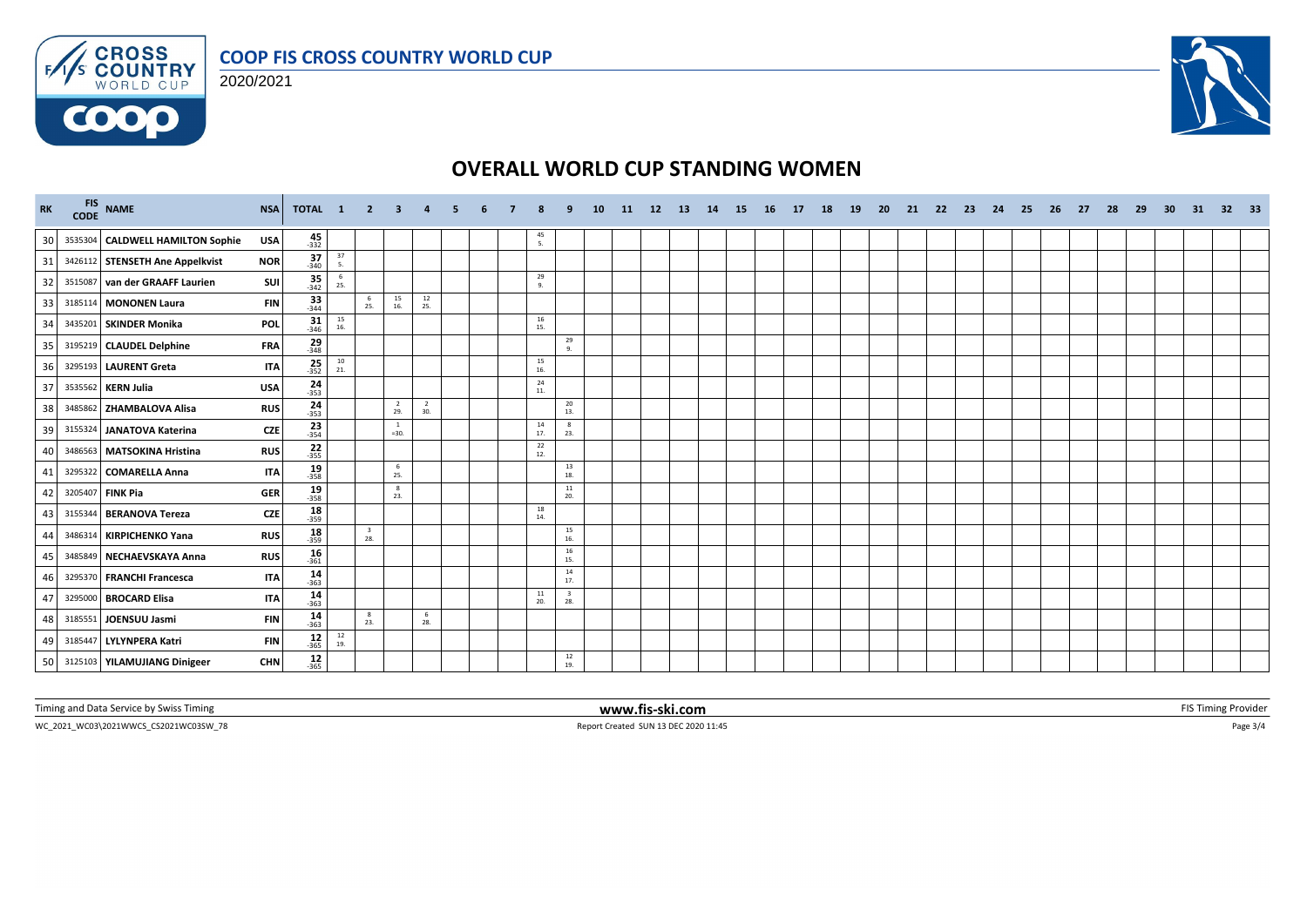# COOP FIS CROSS COUNTRY WORLD CUP

2020/2021

## OVERALL WORLD CUP STANDING WOMEN

| RK | FIS CODE | NAME | NSA | TOTAL | 1 | 2 | 3 | 4 | 5 | 6 | 7 | 8 | 9 | 10 | 11 | 12 | 13 | 14 | 15 | 16 | 17 | 18 | 19 | 20 | 21 | 22 | 23 | 24 | 25 | 26 | 27 | 28 | 29 | 30 | 31 | 32 | 33 |
|---|---|---|---|---|---|---|---|---|---|---|---|---|---|---|---|---|---|---|---|---|---|---|---|---|---|---|---|---|---|---|---|---|---|---|---|---|---|
| 30 | 3535304 | **CALDWELL HAMILTON Sophie** | USA | 45 -332 | | | | | | | | 45 5. | | | | | | | | | | | | | | | | | | | | | | | | | |
| 31 | 3426112 | **STENSETH Ane Appelkvist** | NOR | 37 -340 | 37 5. | | | | | | | | | | | | | | | | | | | | | | | | | | | | | | | | |
| 32 | 3515087 | **van der GRAAFF Laurien** | SUI | 35 -342 | 6 25. | | | | | | | 29 9. | | | | | | | | | | | | | | | | | | | | | | | | | |
| 33 | 3185114 | **MONONEN Laura** | FIN | 33 -344 | | 6 25. | 15 16. | 12 25. | | | | | | | | | | | | | | | | | | | | | | | | | | | | | |
| 34 | 3435201 | **SKINDER Monika** | POL | 31 -346 | 15 16. | | | | | | | 16 15. | | | | | | | | | | | | | | | | | | | | | | | | | |
| 35 | 3195219 | **CLAUDEL Delphine** | FRA | 29 -348 | | | | | | | | | 29 9. | | | | | | | | | | | | | | | | | | | | | | | | |
| 36 | 3295193 | **LAURENT Greta** | ITA | 25 -352 | 10 21. | | | | | | | 15 16. | | | | | | | | | | | | | | | | | | | | | | | | | |
| 37 | 3535562 | **KERN Julia** | USA | 24 -353 | | | | | | | | 24 11. | | | | | | | | | | | | | | | | | | | | | | | | | |
| 38 | 3485862 | **ZHAMBALOVA Alisa** | RUS | 24 -353 | | | 2 29. | 2 30. | | | | | 20 13. | | | | | | | | | | | | | | | | | | | | | | | | |
| 39 | 3155324 | **JANATOVA Katerina** | CZE | 23 -354 | | | 1 =30. | | | | | 14 17. | 8 23. | | | | | | | | | | | | | | | | | | | | | | | | |
| 40 | 3486563 | **MATSOKINA Hristina** | RUS | 22 -355 | | | | | | | | 22 12. | | | | | | | | | | | | | | | | | | | | | | | | | |
| 41 | 3295322 | **COMARELLA Anna** | ITA | 19 -358 | | | 6 25. | | | | | | 13 18. | | | | | | | | | | | | | | | | | | | | | | | | |
| 42 | 3205407 | **FINK Pia** | GER | 19 -358 | | | 8 23. | | | | | | 11 20. | | | | | | | | | | | | | | | | | | | | | | | | |
| 43 | 3155344 | **BERANOVA Tereza** | CZE | 18 -359 | | | | | | | | 18 14. | | | | | | | | | | | | | | | | | | | | | | | | | |
| 44 | 3486314 | **KIRPICHENKO Yana** | RUS | 18 -359 | | 3 28. | | | | | | | 15 16. | | | | | | | | | | | | | | | | | | | | | | | | |
| 45 | 3485849 | **NECHAEVSKAYA Anna** | RUS | 16 -361 | | | | | | | | | 16 15. | | | | | | | | | | | | | | | | | | | | | | | | |
| 46 | 3295370 | **FRANCHI Francesca** | ITA | 14 -363 | | | | | | | | | 14 17. | | | | | | | | | | | | | | | | | | | | | | | | |
| 47 | 3295000 | **BROCARD Elisa** | ITA | 14 -363 | | | | | | | | 11 20. | 3 28. | | | | | | | | | | | | | | | | | | | | | | | | |
| 48 | 3185551 | **JOENSUU Jasmi** | FIN | 14 -363 | | 8 23. | | 6 28. | | | | | | | | | | | | | | | | | | | | | | | | | | | | | |
| 49 | 3185447 | **LYLYNPERA Katri** | FIN | 12 -365 | 12 19. | | | | | | | | | | | | | | | | | | | | | | | | | | | | | | | | |
| 50 | 3125103 | **YILAMUJIANG Dinigeer** | CHN | 12 -365 | | | | | | | | | 12 19. | | | | | | | | | | | | | | | | | | | | | | | | |

Timing and Data Service by Swiss Timing | www.fis-ski.com | FIS Timing Provider

WC_2021_WC03\2021WWCS_CS2021WC03SW_78 | Report Created SUN 13 DEC 2020 11:45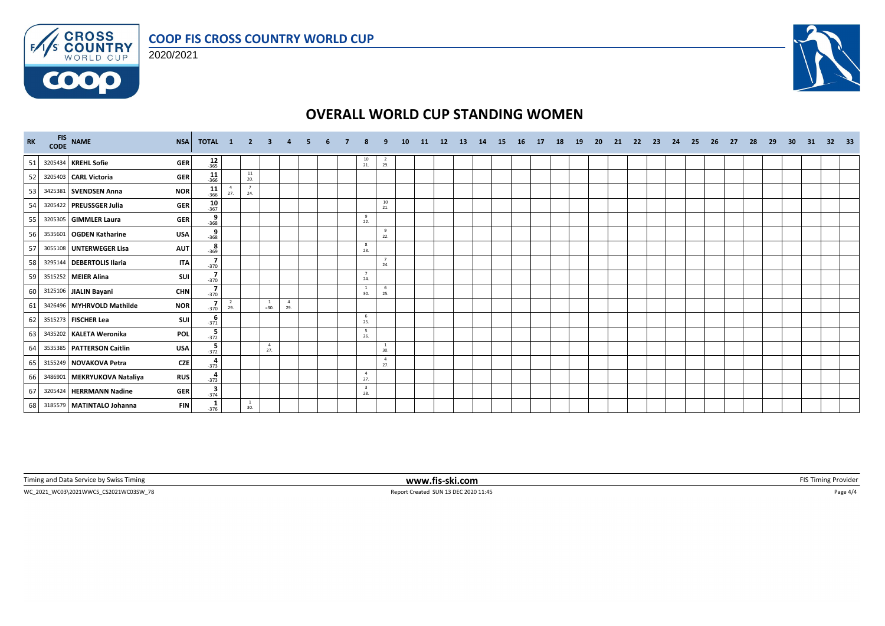# COOP FIS CROSS COUNTRY WORLD CUP

2020/2021

## OVERALL WORLD CUP STANDING WOMEN

| RK | FIS CODE | NAME | NSA | TOTAL | 1 | 2 | 3 | 4 | 5 | 6 | 7 | 8 | 9 | 10 | 11 | 12 | 13 | 14 | 15 | 16 | 17 | 18 | 19 | 20 | 21 | 22 | 23 | 24 | 25 | 26 | 27 | 28 | 29 | 30 | 31 | 32 | 33 |
|---|---|---|---|---|---|---|---|---|---|---|---|---|---|---|---|---|---|---|---|---|---|---|---|---|---|---|---|---|---|---|---|---|---|---|---|---|---|
| 51 | 3205434 | **KREHL Sofie** | GER | **12** -365 | | | | | | | | 10 21. | 2 29. | | | | | | | | | | | | | | | | | | | | | | | | |
| 52 | 3205403 | **CARL Victoria** | GER | **11** -366 | | 11 20. | | | | | | | | | | | | | | | | | | | | | | | | | | | | | | | |
| 53 | 3425381 | **SVENDSEN Anna** | NOR | **11** -366 | 4 27. | 7 24. | | | | | | | | | | | | | | | | | | | | | | | | | | | | | | | |
| 54 | 3205422 | **PREUSSGER Julia** | GER | **10** -367 | | | | | | | | | 10 21. | | | | | | | | | | | | | | | | | | | | | | | | |
| 55 | 3205305 | **GIMMLER Laura** | GER | **9** -368 | | | | | | | | 9 22. | | | | | | | | | | | | | | | | | | | | | | | | | |
| 56 | 3535601 | **OGDEN Katharine** | USA | **9** -368 | | | | | | | | | 9 22. | | | | | | | | | | | | | | | | | | | | | | | | |
| 57 | 3055108 | **UNTERWEGER Lisa** | AUT | **8** -369 | | | | | | | | 8 23. | | | | | | | | | | | | | | | | | | | | | | | | | |
| 58 | 3295144 | **DEBERTOLIS Ilaria** | ITA | **7** -370 | | | | | | | | | 7 24. | | | | | | | | | | | | | | | | | | | | | | | | |
| 59 | 3515252 | **MEIER Alina** | SUI | **7** -370 | | | | | | | | 7 24. | | | | | | | | | | | | | | | | | | | | | | | | | |
| 60 | 3125106 | **JIALIN Bayani** | CHN | **7** -370 | | | | | | | | 1 30. | 6 25. | | | | | | | | | | | | | | | | | | | | | | | | |
| 61 | 3426496 | **MYHRVOLD Mathilde** | NOR | **7** -370 | 2 29. | | 1 =30. | 4 29. | | | | | | | | | | | | | | | | | | | | | | | | | | | | | |
| 62 | 3515273 | **FISCHER Lea** | SUI | **6** -371 | | | | | | | | 6 25. | | | | | | | | | | | | | | | | | | | | | | | | | |
| 63 | 3435202 | **KALETA Weronika** | POL | **5** -372 | | | | | | | | 5 26. | | | | | | | | | | | | | | | | | | | | | | | | | |
| 64 | 3535385 | **PATTERSON Caitlin** | USA | **5** -372 | | | 4 27. | | | | | | 1 30. | | | | | | | | | | | | | | | | | | | | | | | | |
| 65 | 3155249 | **NOVAKOVA Petra** | CZE | **4** -373 | | | | | | | | | 4 27. | | | | | | | | | | | | | | | | | | | | | | | | |
| 66 | 3486901 | **MEKRYUKOVA Nataliya** | RUS | **4** -373 | | | | | | | | 4 27. | | | | | | | | | | | | | | | | | | | | | | | | | |
| 67 | 3205424 | **HERRMANN Nadine** | GER | **3** -374 | | | | | | | | 3 28. | | | | | | | | | | | | | | | | | | | | | | | | | |
| 68 | 3185579 | **MATINTALO Johanna** | FIN | **1** -376 | | 1 30. | | | | | | | | | | | | | | | | | | | | | | | | | | | | | | | |

Timing and Data Service by Swiss Timing | www.fis-ski.com | FIS Timing Provider

WC_2021_WC03\2021WWCS_CS2021WC03SW_78 | Report Created SUN 13 DEC 2020 11:45